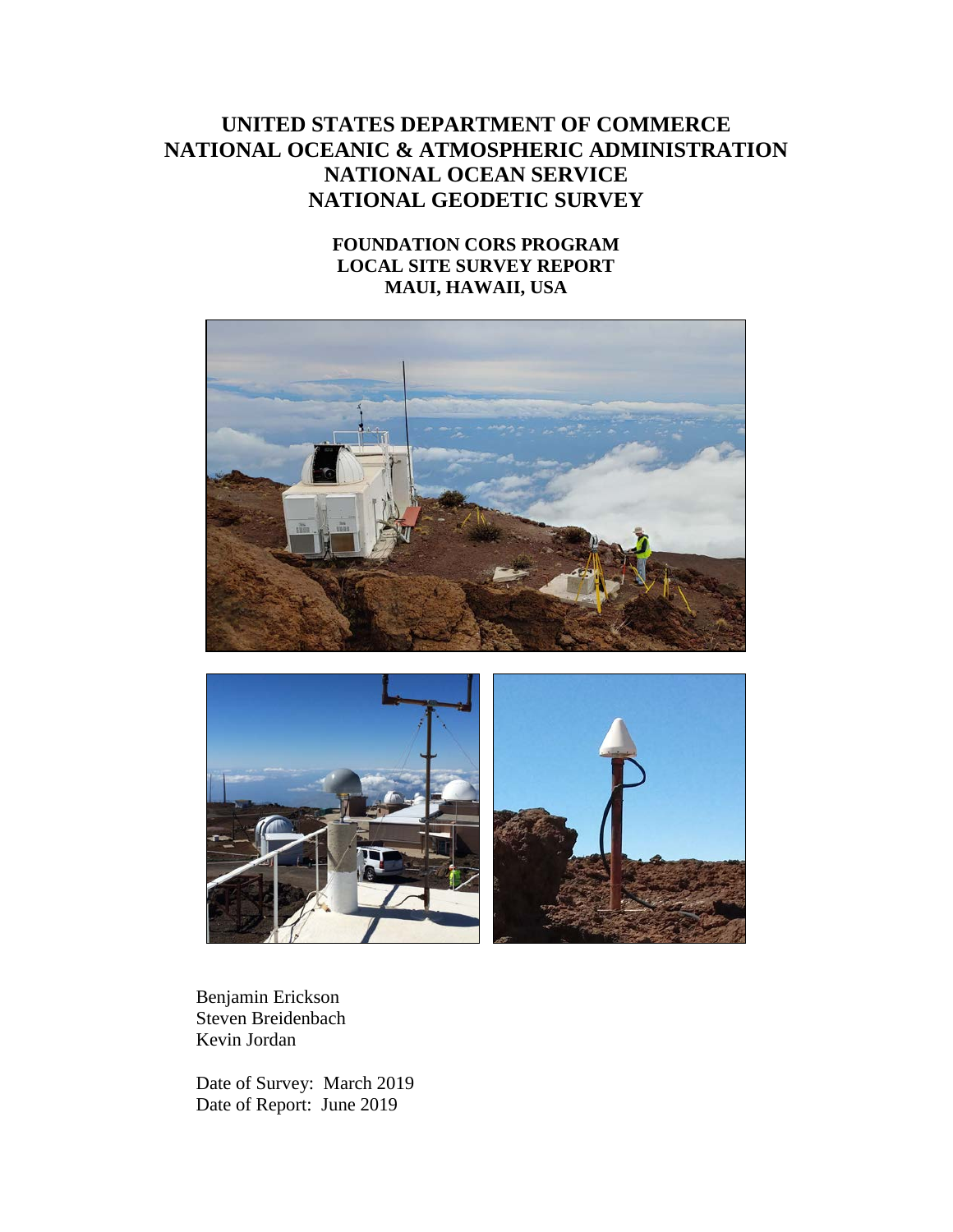# UNITED STATES DEPARTMENT OF COMMERCE
# NATIONAL OCEANIC & ATMOSPHERIC ADMINISTRATION
# NATIONAL OCEAN SERVICE
# NATIONAL GEODETIC SURVEY

## FOUNDATION CORS PROGRAM
## LOCAL SITE SURVEY REPORT
## MAUI, HAWAII, USA

Benjamin Erickson
Steven Breidenbach
Kevin Jordan

Date of Survey: March 2019
Date of Report: June 2019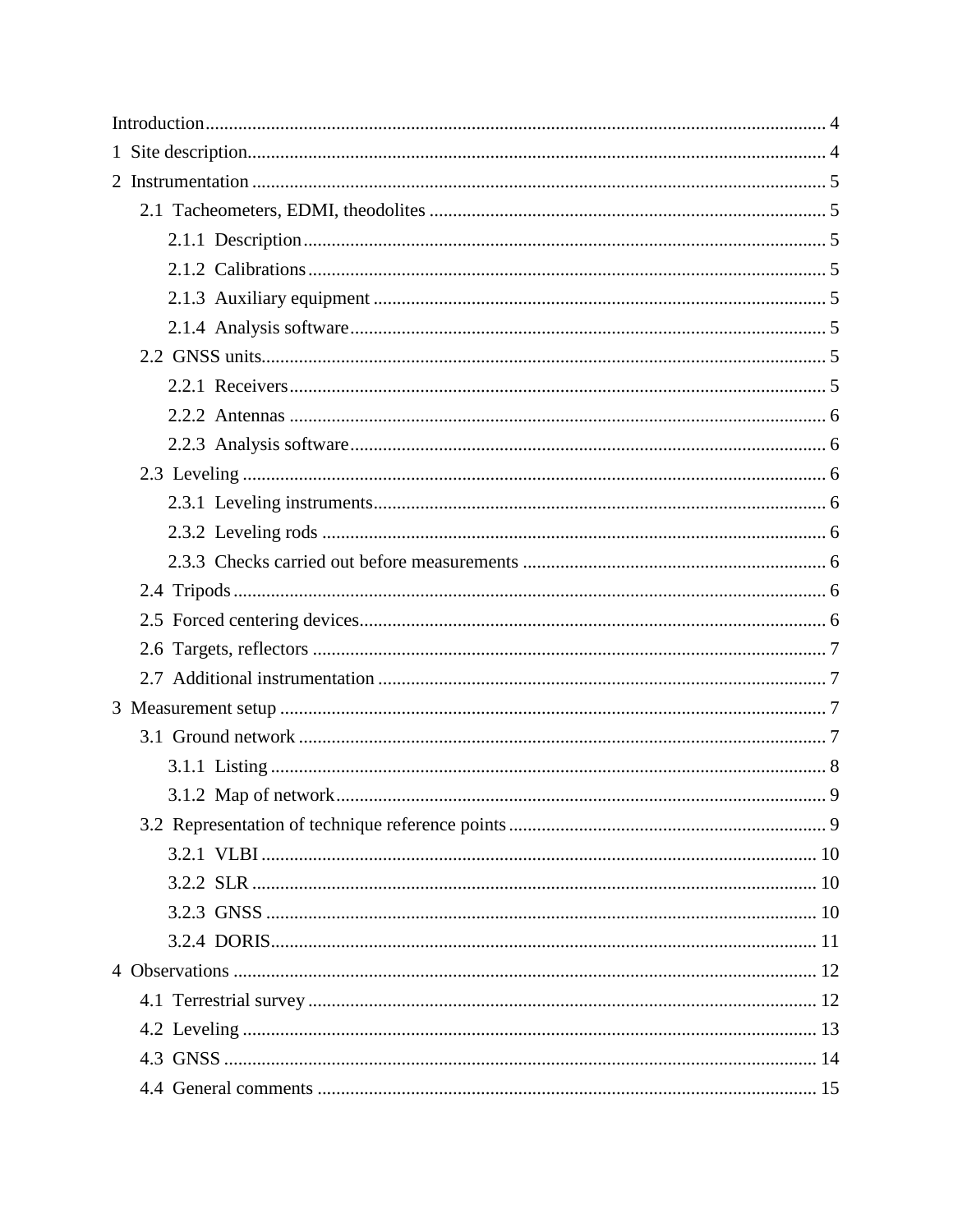Introduction ..... 4

1 Site description ..... 4

2 Instrumentation ..... 5

- 2.1 Tacheometers, EDMI, theodolites ..... 5
  - 2.1.1 Description ..... 5
  - 2.1.2 Calibrations ..... 5
  - 2.1.3 Auxiliary equipment ..... 5
  - 2.1.4 Analysis software ..... 5
- 2.2 GNSS units ..... 5
  - 2.2.1 Receivers ..... 5
  - 2.2.2 Antennas ..... 6
  - 2.2.3 Analysis software ..... 6
- 2.3 Leveling ..... 6
  - 2.3.1 Leveling instruments ..... 6
  - 2.3.2 Leveling rods ..... 6
  - 2.3.3 Checks carried out before measurements ..... 6
- 2.4 Tripods ..... 6
- 2.5 Forced centering devices ..... 6
- 2.6 Targets, reflectors ..... 7
- 2.7 Additional instrumentation ..... 7

3 Measurement setup ..... 7

- 3.1 Ground network ..... 7
  - 3.1.1 Listing ..... 8
  - 3.1.2 Map of network ..... 9
- 3.2 Representation of technique reference points ..... 9
  - 3.2.1 VLBI ..... 10
  - 3.2.2 SLR ..... 10
  - 3.2.3 GNSS ..... 10
  - 3.2.4 DORIS ..... 11

4 Observations ..... 12

- 4.1 Terrestrial survey ..... 12
- 4.2 Leveling ..... 13
- 4.3 GNSS ..... 14
- 4.4 General comments ..... 15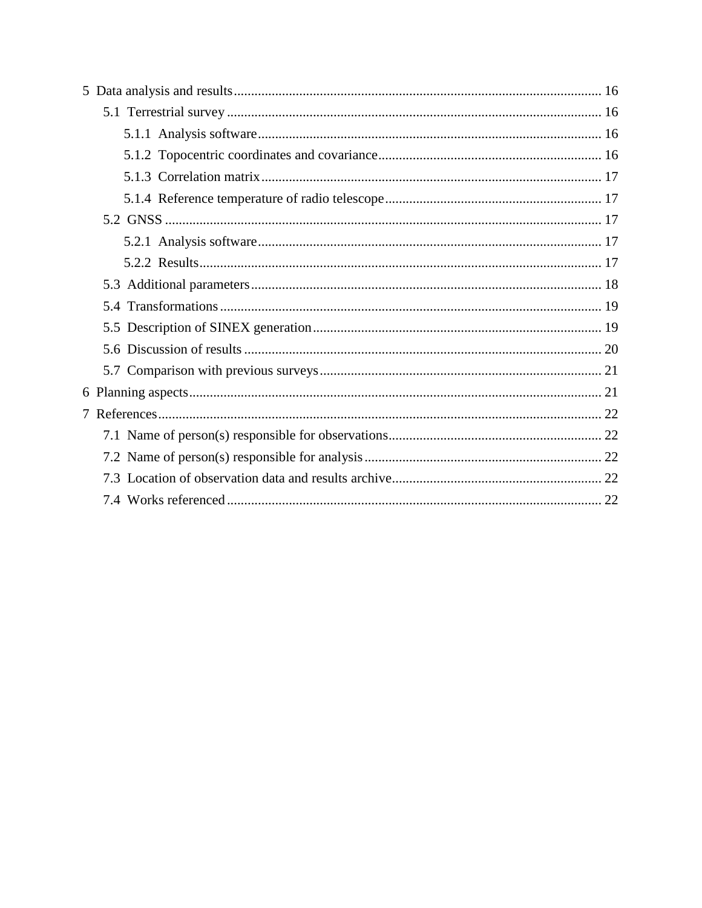5 Data analysis and results ........................................................................................................ 16
  5.1 Terrestrial survey ............................................................................................................ 16
    5.1.1 Analysis software ................................................................................................... 16
    5.1.2 Topocentric coordinates and covariance ................................................................ 16
    5.1.3 Correlation matrix .................................................................................................. 17
    5.1.4 Reference temperature of radio telescope .............................................................. 17
  5.2 GNSS .............................................................................................................................. 17
    5.2.1 Analysis software ................................................................................................... 17
    5.2.2 Results .................................................................................................................... 17
  5.3 Additional parameters ..................................................................................................... 18
  5.4 Transformations .............................................................................................................. 19
  5.5 Description of SINEX generation ................................................................................... 19
  5.6 Discussion of results ....................................................................................................... 20
  5.7 Comparison with previous surveys ................................................................................. 21
6 Planning aspects ....................................................................................................................... 21
7 References ................................................................................................................................ 22
  7.1 Name of person(s) responsible for observations ............................................................. 22
  7.2 Name of person(s) responsible for analysis .................................................................... 22
  7.3 Location of observation data and results archive ............................................................ 22
  7.4 Works referenced ............................................................................................................ 22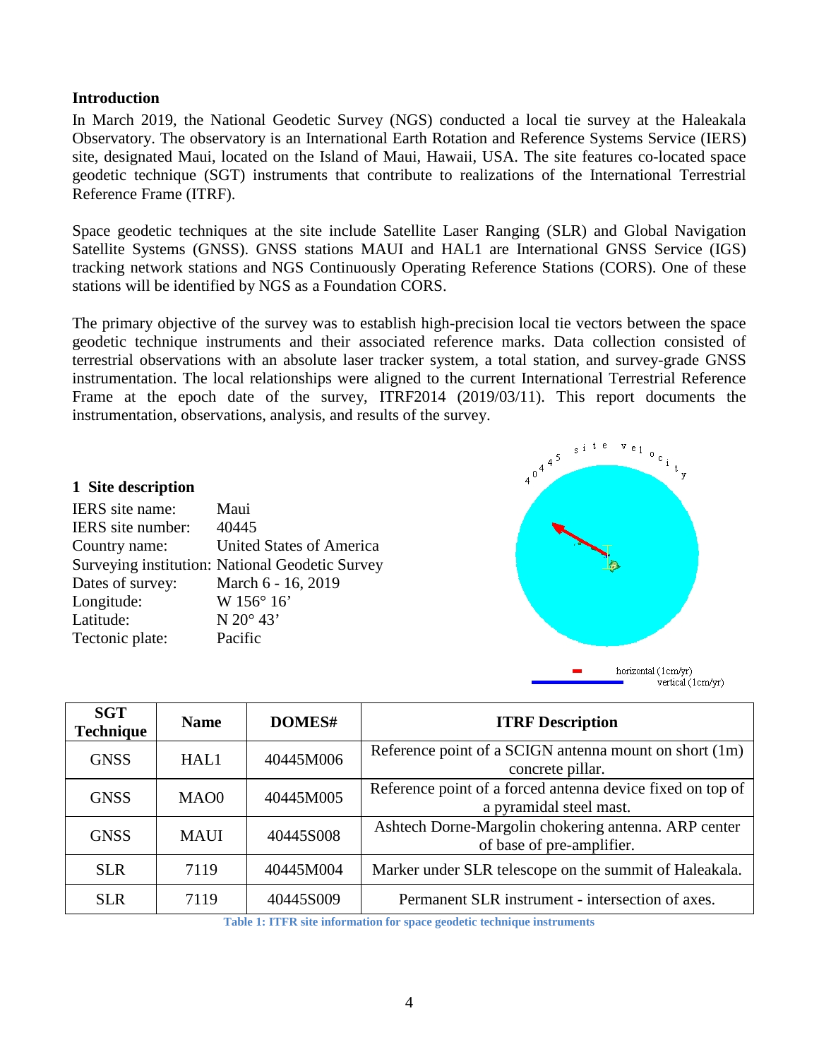## Introduction

In March 2019, the National Geodetic Survey (NGS) conducted a local tie survey at the Haleakala Observatory. The observatory is an International Earth Rotation and Reference Systems Service (IERS) site, designated Maui, located on the Island of Maui, Hawaii, USA. The site features co-located space geodetic technique (SGT) instruments that contribute to realizations of the International Terrestrial Reference Frame (ITRF).

Space geodetic techniques at the site include Satellite Laser Ranging (SLR) and Global Navigation Satellite Systems (GNSS). GNSS stations MAUI and HAL1 are International GNSS Service (IGS) tracking network stations and NGS Continuously Operating Reference Stations (CORS). One of these stations will be identified by NGS as a Foundation CORS.

The primary objective of the survey was to establish high-precision local tie vectors between the space geodetic technique instruments and their associated reference marks. Data collection consisted of terrestrial observations with an absolute laser tracker system, a total station, and survey-grade GNSS instrumentation. The local relationships were aligned to the current International Terrestrial Reference Frame at the epoch date of the survey, ITRF2014 (2019/03/11). This report documents the instrumentation, observations, analysis, and results of the survey.

## 1 Site description

IERS site name: Maui
IERS site number: 40445
Country name: United States of America
Surveying institution: National Geodetic Survey
Dates of survey: March 6 - 16, 2019
Longitude: W 156° 16’
Latitude: N 20° 43’
Tectonic plate: Pacific

| SGT Technique | Name | DOMES# | ITRF Description |
|---|---|---|---|
| GNSS | HAL1 | 40445M006 | Reference point of a SCIGN antenna mount on short (1m) concrete pillar. |
| GNSS | MAO0 | 40445M005 | Reference point of a forced antenna device fixed on top of a pyramidal steel mast. |
| GNSS | MAUI | 40445S008 | Ashtech Dorne-Margolin chokering antenna. ARP center of base of pre-amplifier. |
| SLR | 7119 | 40445M004 | Marker under SLR telescope on the summit of Haleakala. |
| SLR | 7119 | 40445S009 | Permanent SLR instrument - intersection of axes. |

Table 1: ITFR site information for space geodetic technique instruments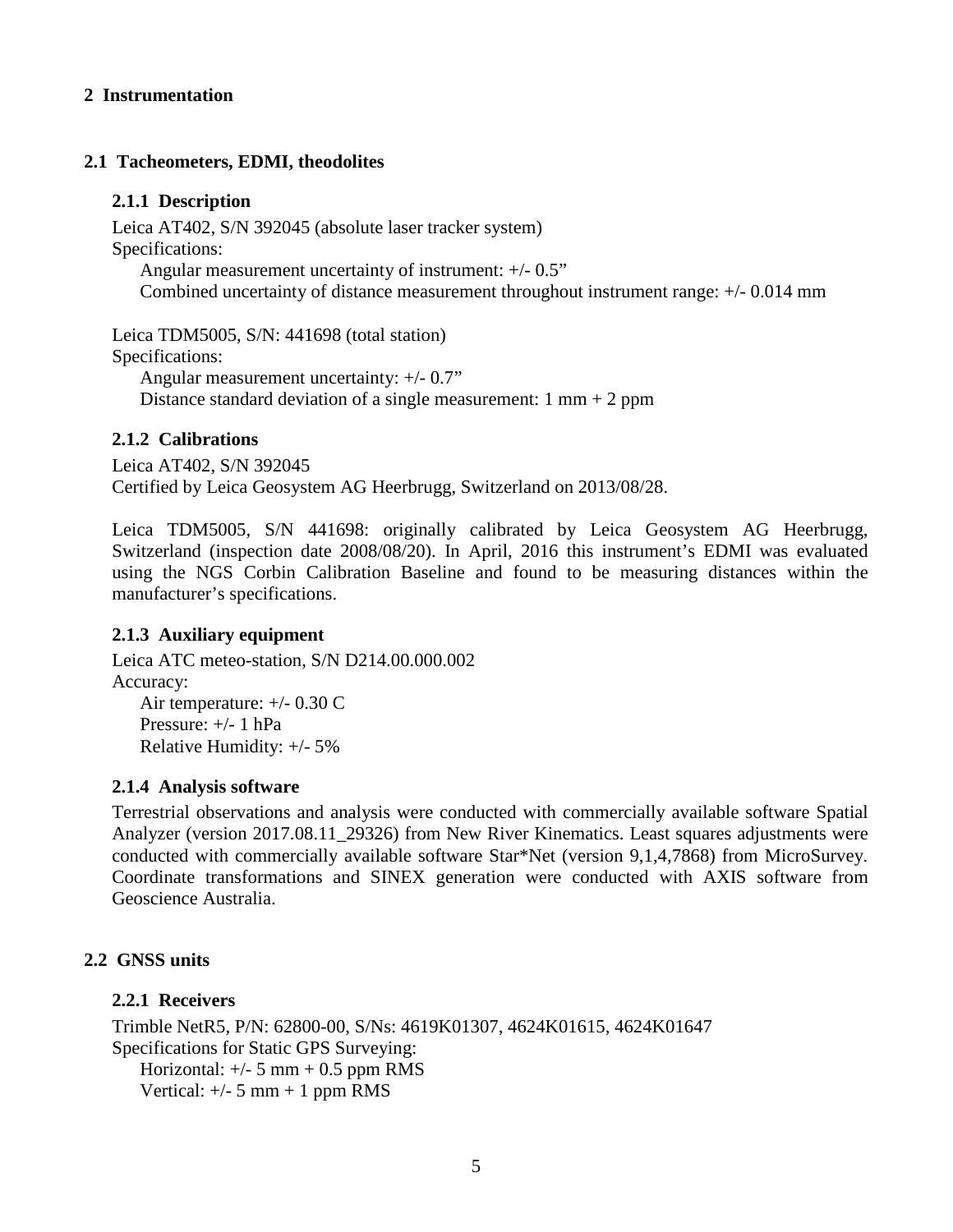# 2 Instrumentation

## 2.1 Tacheometers, EDMI, theodolites

### 2.1.1 Description

Leica AT402, S/N 392045 (absolute laser tracker system)
Specifications:

Angular measurement uncertainty of instrument: +/- 0.5”
Combined uncertainty of distance measurement throughout instrument range: +/- 0.014 mm

Leica TDM5005, S/N: 441698 (total station)
Specifications:

Angular measurement uncertainty: +/- 0.7”
Distance standard deviation of a single measurement: 1 mm + 2 ppm

### 2.1.2 Calibrations

Leica AT402, S/N 392045
Certified by Leica Geosystem AG Heerbrugg, Switzerland on 2013/08/28.

Leica TDM5005, S/N 441698: originally calibrated by Leica Geosystem AG Heerbrugg, Switzerland (inspection date 2008/08/20). In April, 2016 this instrument’s EDMI was evaluated using the NGS Corbin Calibration Baseline and found to be measuring distances within the manufacturer’s specifications.

### 2.1.3 Auxiliary equipment

Leica ATC meteo-station, S/N D214.00.000.002
Accuracy:

Air temperature: +/- 0.30 C
Pressure: +/- 1 hPa
Relative Humidity: +/- 5%

### 2.1.4 Analysis software

Terrestrial observations and analysis were conducted with commercially available software Spatial Analyzer (version 2017.08.11_29326) from New River Kinematics. Least squares adjustments were conducted with commercially available software Star*Net (version 9,1,4,7868) from MicroSurvey. Coordinate transformations and SINEX generation were conducted with AXIS software from Geoscience Australia.

## 2.2 GNSS units

### 2.2.1 Receivers

Trimble NetR5, P/N: 62800-00, S/Ns: 4619K01307, 4624K01615, 4624K01647
Specifications for Static GPS Surveying:

Horizontal: +/- 5 mm + 0.5 ppm RMS
Vertical: +/- 5 mm + 1 ppm RMS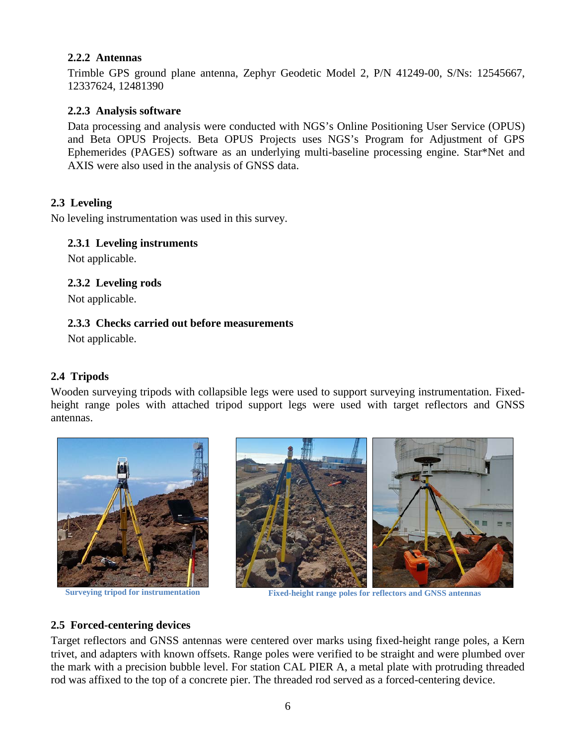### 2.2.2 Antennas

Trimble GPS ground plane antenna, Zephyr Geodetic Model 2, P/N 41249-00, S/Ns: 12545667, 12337624, 12481390

### 2.2.3 Analysis software

Data processing and analysis were conducted with NGS's Online Positioning User Service (OPUS) and Beta OPUS Projects. Beta OPUS Projects uses NGS's Program for Adjustment of GPS Ephemerides (PAGES) software as an underlying multi-baseline processing engine. Star*Net and AXIS were also used in the analysis of GNSS data.

## 2.3 Leveling

No leveling instrumentation was used in this survey.

### 2.3.1 Leveling instruments

Not applicable.

### 2.3.2 Leveling rods

Not applicable.

### 2.3.3 Checks carried out before measurements

Not applicable.

## 2.4 Tripods

Wooden surveying tripods with collapsible legs were used to support surveying instrumentation. Fixed-height range poles with attached tripod support legs were used with target reflectors and GNSS antennas.

Surveying tripod for instrumentation

Fixed-height range poles for reflectors and GNSS antennas

## 2.5 Forced-centering devices

Target reflectors and GNSS antennas were centered over marks using fixed-height range poles, a Kern trivet, and adapters with known offsets. Range poles were verified to be straight and were plumbed over the mark with a precision bubble level. For station CAL PIER A, a metal plate with protruding threaded rod was affixed to the top of a concrete pier. The threaded rod served as a forced-centering device.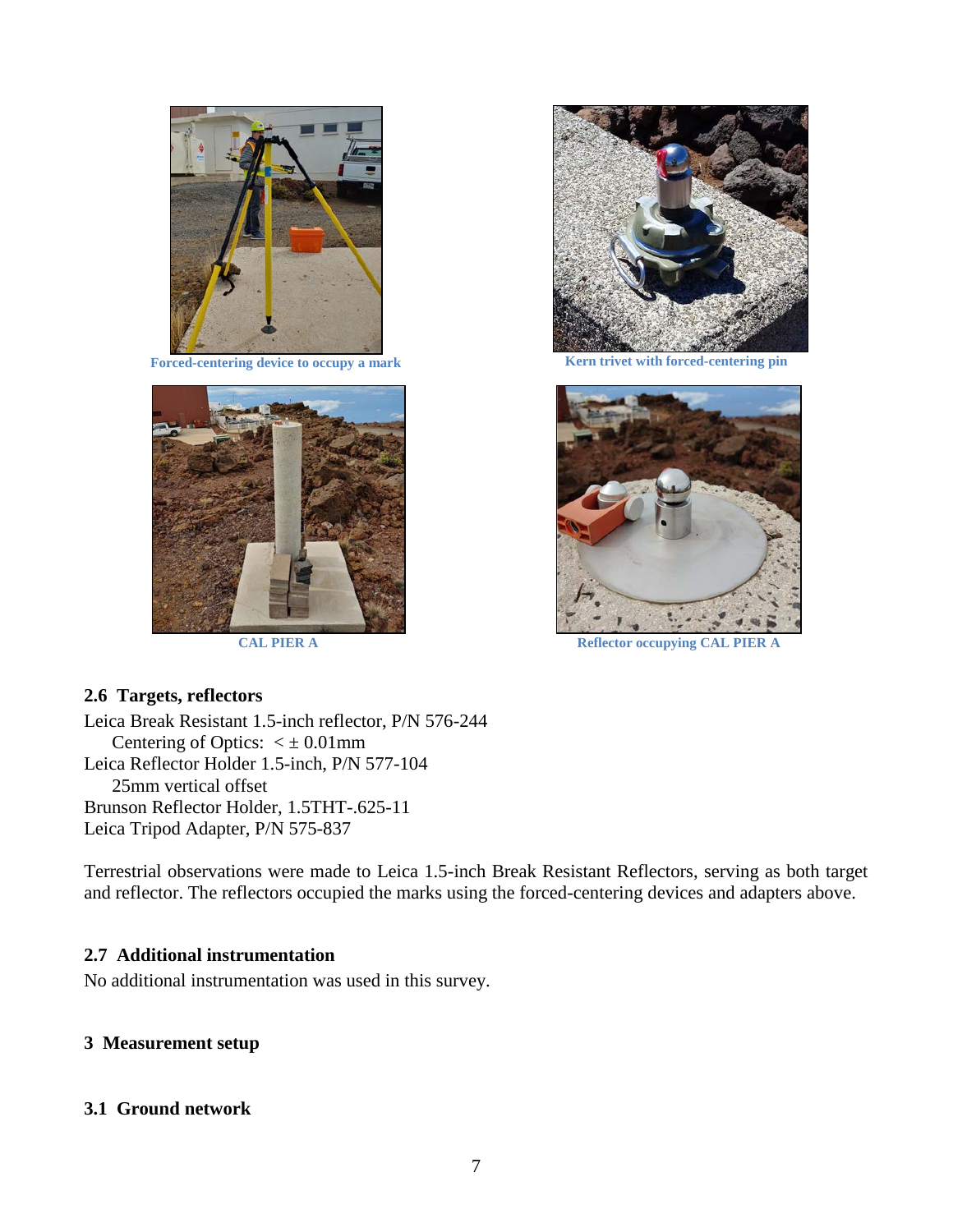Forced-centering device to occupy a mark

Kern trivet with forced-centering pin

CAL PIER A

Reflector occupying CAL PIER A

### 2.6 Targets, reflectors

Leica Break Resistant 1.5-inch reflector, P/N 576-244
    Centering of Optics: < ± 0.01mm
Leica Reflector Holder 1.5-inch, P/N 577-104
    25mm vertical offset
Brunson Reflector Holder, 1.5THT-.625-11
Leica Tripod Adapter, P/N 575-837

Terrestrial observations were made to Leica 1.5-inch Break Resistant Reflectors, serving as both target and reflector. The reflectors occupied the marks using the forced-centering devices and adapters above.

### 2.7 Additional instrumentation

No additional instrumentation was used in this survey.

## 3 Measurement setup

### 3.1 Ground network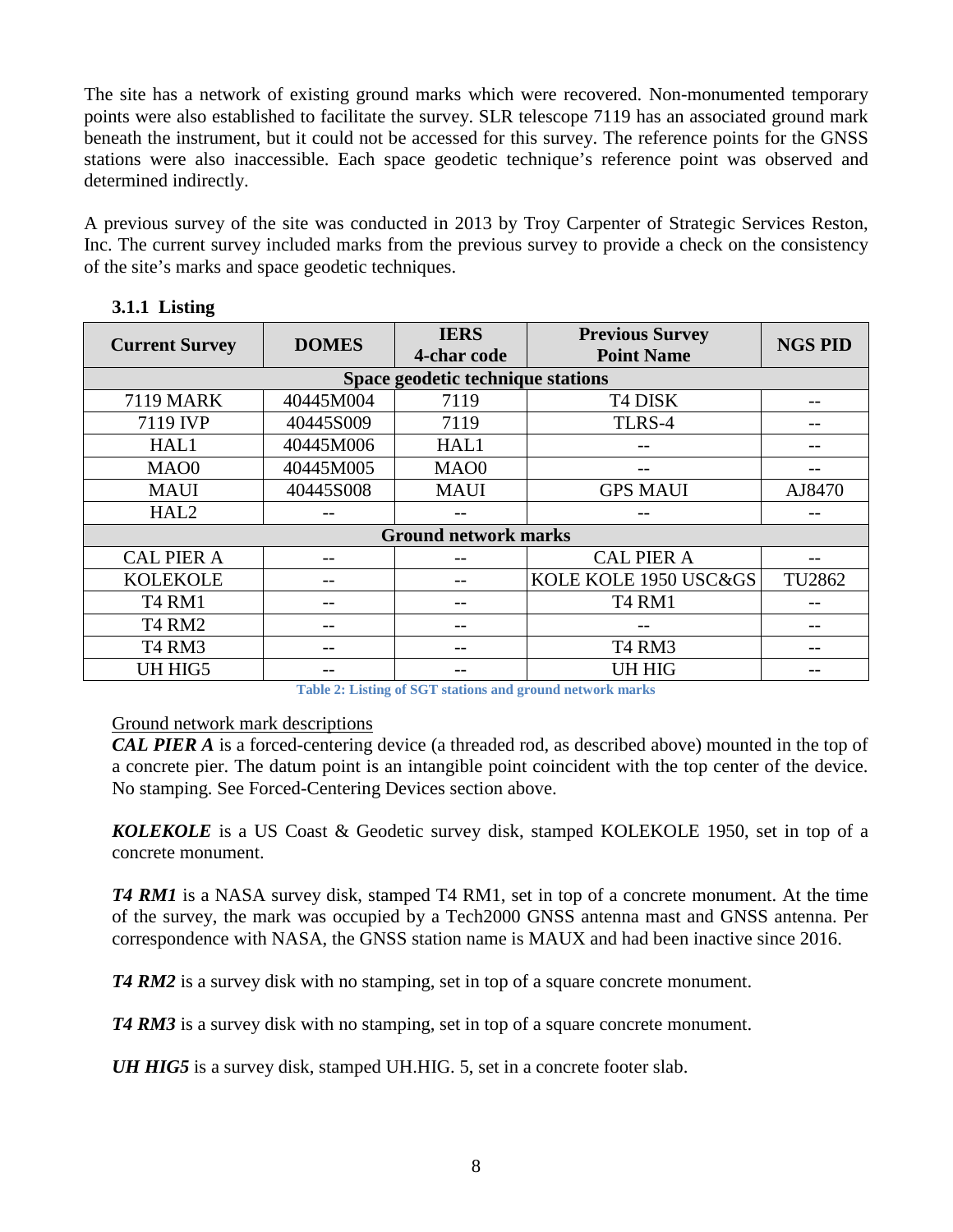The site has a network of existing ground marks which were recovered. Non-monumented temporary points were also established to facilitate the survey. SLR telescope 7119 has an associated ground mark beneath the instrument, but it could not be accessed for this survey. The reference points for the GNSS stations were also inaccessible. Each space geodetic technique's reference point was observed and determined indirectly.

A previous survey of the site was conducted in 2013 by Troy Carpenter of Strategic Services Reston, Inc. The current survey included marks from the previous survey to provide a check on the consistency of the site's marks and space geodetic techniques.

### 3.1.1 Listing

| Current Survey | DOMES | IERS 4-char code | Previous Survey Point Name | NGS PID |
|---|---|---|---|---|
| **Space geodetic technique stations** | | | | |
| 7119 MARK | 40445M004 | 7119 | T4 DISK | -- |
| 7119 IVP | 40445S009 | 7119 | TLRS-4 | -- |
| HAL1 | 40445M006 | HAL1 | -- | -- |
| MAO0 | 40445M005 | MAO0 | -- | -- |
| MAUI | 40445S008 | MAUI | GPS MAUI | AJ8470 |
| HAL2 | -- | -- | -- | -- |
| **Ground network marks** | | | | |
| CAL PIER A | -- | -- | CAL PIER A | -- |
| KOLEKOLE | -- | -- | KOLE KOLE 1950 USC&GS | TU2862 |
| T4 RM1 | -- | -- | T4 RM1 | -- |
| T4 RM2 | -- | -- | -- | -- |
| T4 RM3 | -- | -- | T4 RM3 | -- |
| UH HIG5 | -- | -- | UH HIG | -- |

Table 2: Listing of SGT stations and ground network marks

Ground network mark descriptions

***CAL PIER A*** is a forced-centering device (a threaded rod, as described above) mounted in the top of a concrete pier. The datum point is an intangible point coincident with the top center of the device. No stamping. See Forced-Centering Devices section above.

***KOLEKOLE*** is a US Coast & Geodetic survey disk, stamped KOLEKOLE 1950, set in top of a concrete monument.

***T4 RM1*** is a NASA survey disk, stamped T4 RM1, set in top of a concrete monument. At the time of the survey, the mark was occupied by a Tech2000 GNSS antenna mast and GNSS antenna. Per correspondence with NASA, the GNSS station name is MAUX and had been inactive since 2016.

***T4 RM2*** is a survey disk with no stamping, set in top of a square concrete monument.

***T4 RM3*** is a survey disk with no stamping, set in top of a square concrete monument.

***UH HIG5*** is a survey disk, stamped UH.HIG. 5, set in a concrete footer slab.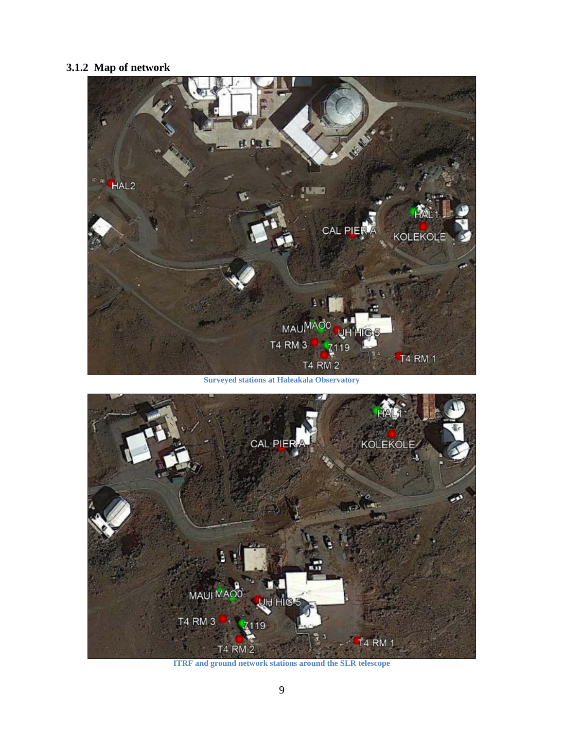### 3.1.2 Map of network

Surveyed stations at Haleakala Observatory

ITRF and ground network stations around the SLR telescope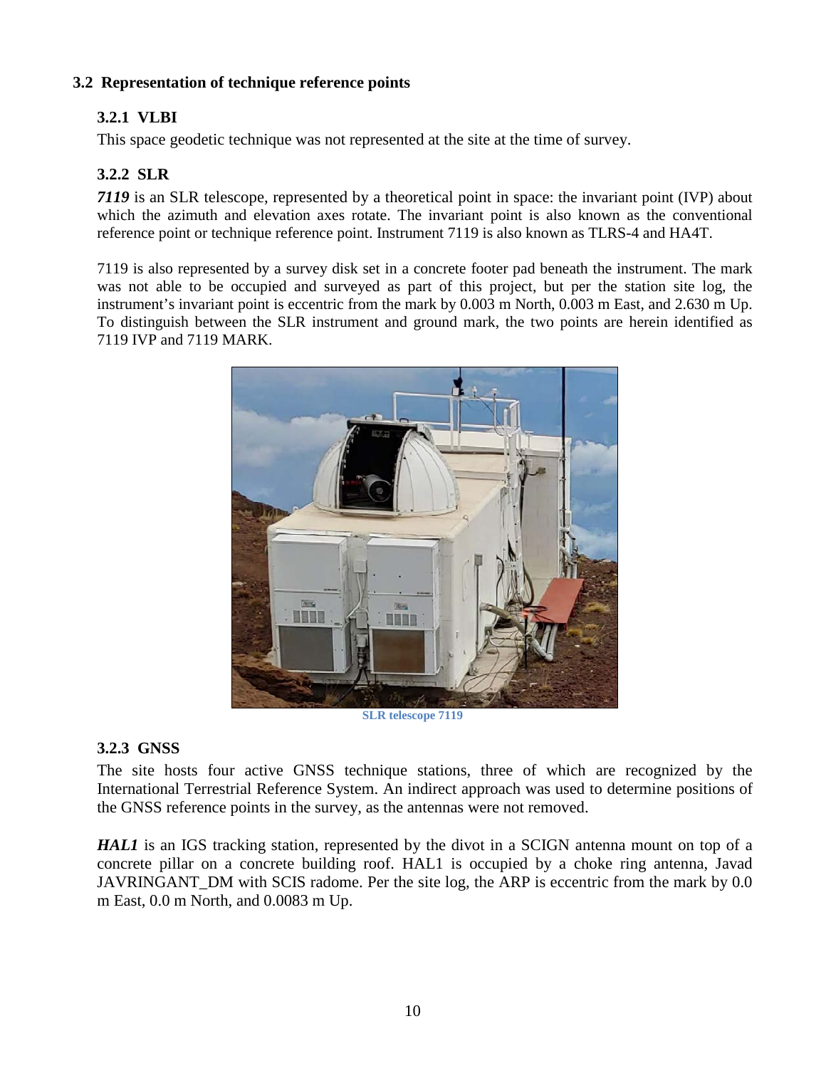## 3.2 Representation of technique reference points

### 3.2.1 VLBI

This space geodetic technique was not represented at the site at the time of survey.

### 3.2.2 SLR

***7119*** is an SLR telescope, represented by a theoretical point in space: the invariant point (IVP) about which the azimuth and elevation axes rotate. The invariant point is also known as the conventional reference point or technique reference point. Instrument 7119 is also known as TLRS-4 and HA4T.

7119 is also represented by a survey disk set in a concrete footer pad beneath the instrument. The mark was not able to be occupied and surveyed as part of this project, but per the station site log, the instrument's invariant point is eccentric from the mark by 0.003 m North, 0.003 m East, and 2.630 m Up. To distinguish between the SLR instrument and ground mark, the two points are herein identified as 7119 IVP and 7119 MARK.

**SLR telescope 7119**

### 3.2.3 GNSS

The site hosts four active GNSS technique stations, three of which are recognized by the International Terrestrial Reference System. An indirect approach was used to determine positions of the GNSS reference points in the survey, as the antennas were not removed.

***HAL1*** is an IGS tracking station, represented by the divot in a SCIGN antenna mount on top of a concrete pillar on a concrete building roof. HAL1 is occupied by a choke ring antenna, Javad JAVRINGANT_DM with SCIS radome. Per the site log, the ARP is eccentric from the mark by 0.0 m East, 0.0 m North, and 0.0083 m Up.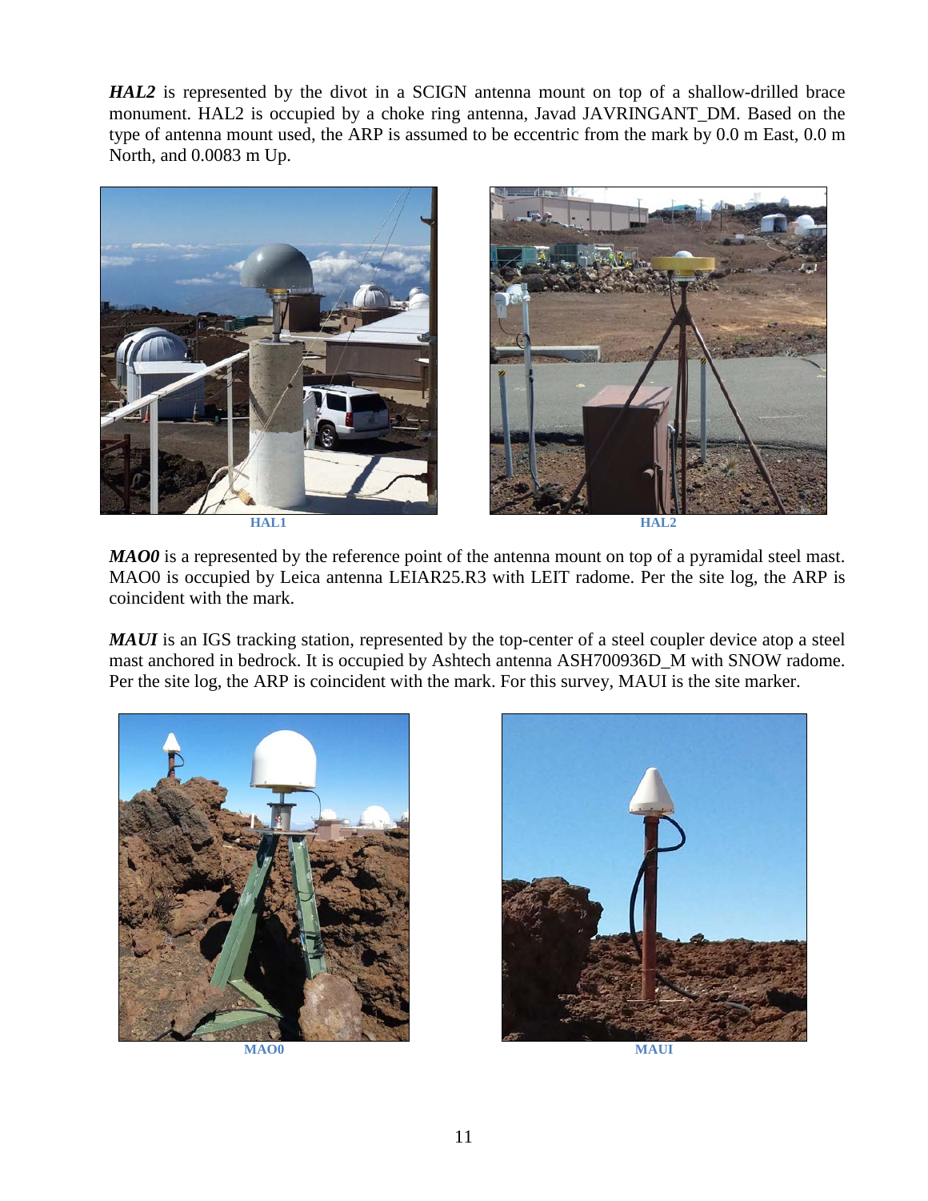***HAL2*** is represented by the divot in a SCIGN antenna mount on top of a shallow-drilled brace monument. HAL2 is occupied by a choke ring antenna, Javad JAVRINGANT_DM. Based on the type of antenna mount used, the ARP is assumed to be eccentric from the mark by 0.0 m East, 0.0 m North, and 0.0083 m Up.

HAL1

HAL2

***MAO0*** is a represented by the reference point of the antenna mount on top of a pyramidal steel mast. MAO0 is occupied by Leica antenna LEIAR25.R3 with LEIT radome. Per the site log, the ARP is coincident with the mark.

***MAUI*** is an IGS tracking station, represented by the top-center of a steel coupler device atop a steel mast anchored in bedrock. It is occupied by Ashtech antenna ASH700936D_M with SNOW radome. Per the site log, the ARP is coincident with the mark. For this survey, MAUI is the site marker.

MAO0

MAUI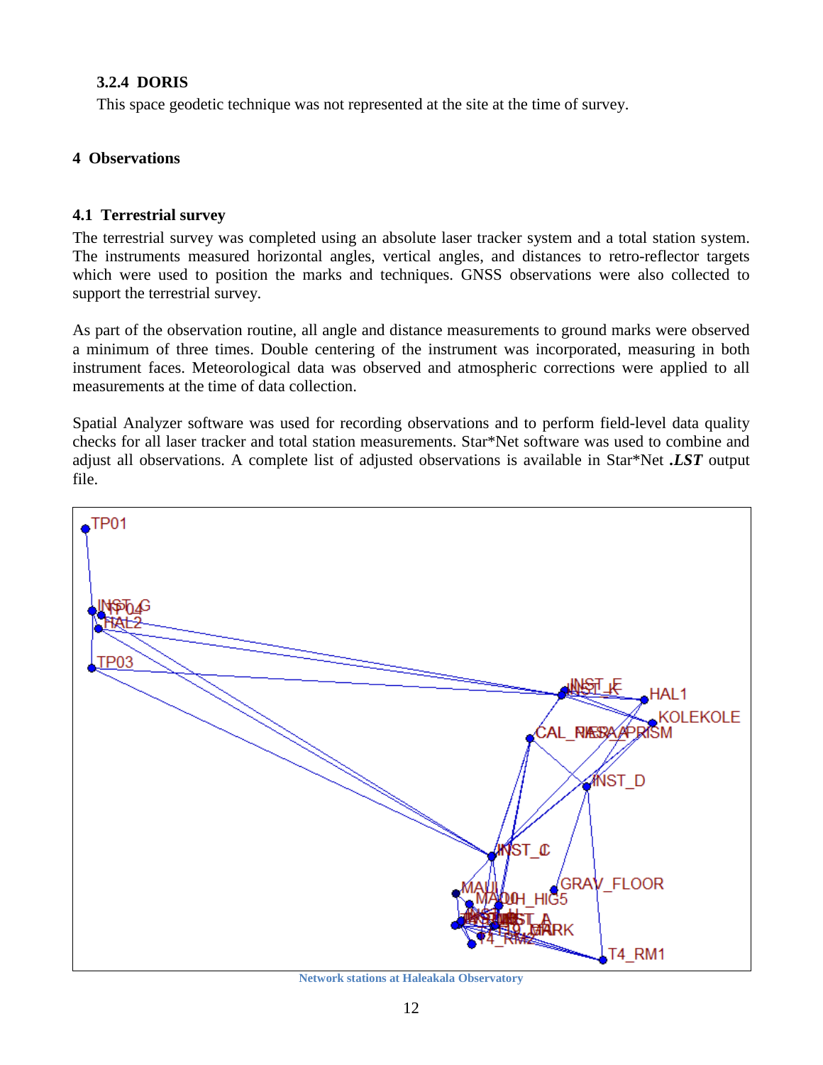### 3.2.4 DORIS

This space geodetic technique was not represented at the site at the time of survey.

## 4 Observations

### 4.1 Terrestrial survey

The terrestrial survey was completed using an absolute laser tracker system and a total station system. The instruments measured horizontal angles, vertical angles, and distances to retro-reflector targets which were used to position the marks and techniques. GNSS observations were also collected to support the terrestrial survey.

As part of the observation routine, all angle and distance measurements to ground marks were observed a minimum of three times. Double centering of the instrument was incorporated, measuring in both instrument faces. Meteorological data was observed and atmospheric corrections were applied to all measurements at the time of data collection.

Spatial Analyzer software was used for recording observations and to perform field-level data quality checks for all laser tracker and total station measurements. Star*Net software was used to combine and adjust all observations. A complete list of adjusted observations is available in Star*Net ***.LST*** output file.

Network stations at Haleakala Observatory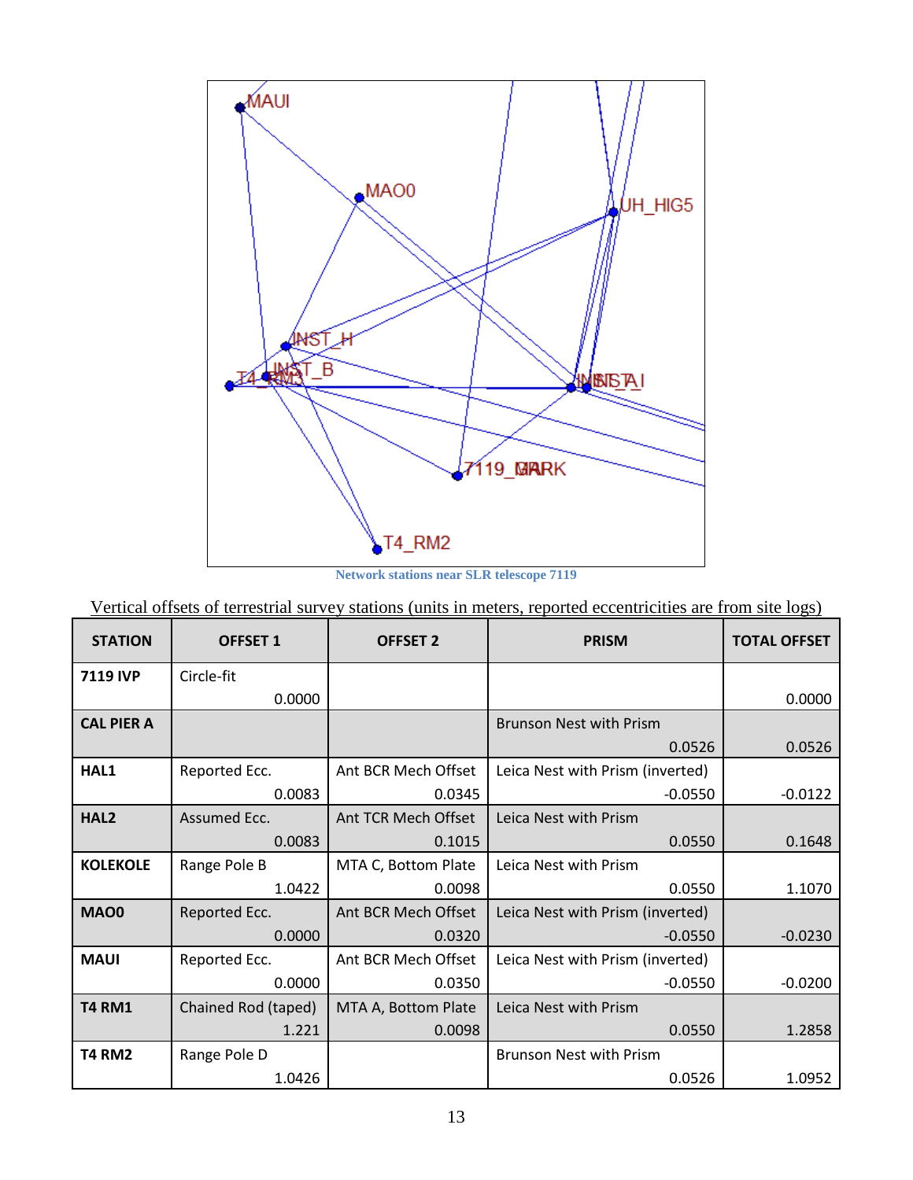Network stations near SLR telescope 7119

Vertical offsets of terrestrial survey stations (units in meters, reported eccentricities are from site logs)

| STATION | OFFSET 1 | OFFSET 2 | PRISM | TOTAL OFFSET |
|---|---|---|---|---|
| **7119 IVP** | Circle-fit 0.0000 | | | 0.0000 |
| **CAL PIER A** | | | Brunson Nest with Prism 0.0526 | 0.0526 |
| **HAL1** | Reported Ecc. 0.0083 | Ant BCR Mech Offset 0.0345 | Leica Nest with Prism (inverted) -0.0550 | -0.0122 |
| **HAL2** | Assumed Ecc. 0.0083 | Ant TCR Mech Offset 0.1015 | Leica Nest with Prism 0.0550 | 0.1648 |
| **KOLEKOLE** | Range Pole B 1.0422 | MTA C, Bottom Plate 0.0098 | Leica Nest with Prism 0.0550 | 1.1070 |
| **MAO0** | Reported Ecc. 0.0000 | Ant BCR Mech Offset 0.0320 | Leica Nest with Prism (inverted) -0.0550 | -0.0230 |
| **MAUI** | Reported Ecc. 0.0000 | Ant BCR Mech Offset 0.0350 | Leica Nest with Prism (inverted) -0.0550 | -0.0200 |
| **T4 RM1** | Chained Rod (taped) 1.221 | MTA A, Bottom Plate 0.0098 | Leica Nest with Prism 0.0550 | 1.2858 |
| **T4 RM2** | Range Pole D 1.0426 | | Brunson Nest with Prism 0.0526 | 1.0952 |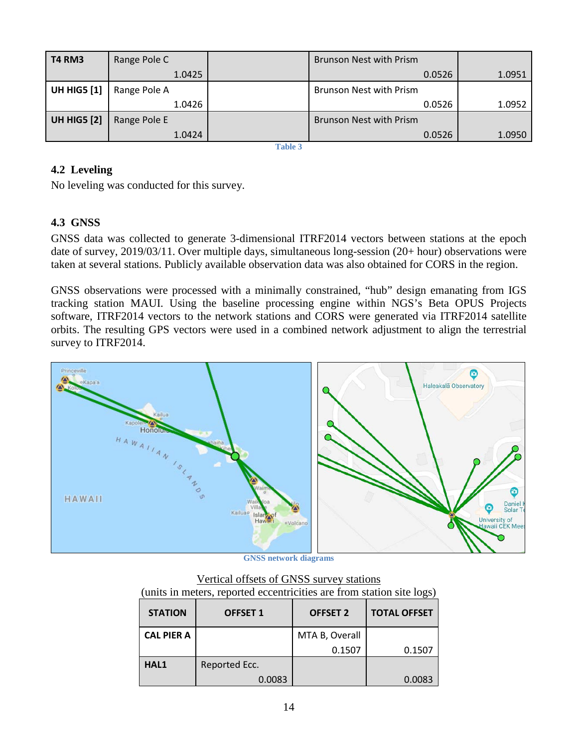| T4 RM3 | Range Pole C 1.0425 | | Brunson Nest with Prism 0.0526 | 1.0951 |
|---|---|---|---|---|
| UH HIG5 [1] | Range Pole A 1.0426 | | Brunson Nest with Prism 0.0526 | 1.0952 |
| UH HIG5 [2] | Range Pole E 1.0424 | | Brunson Nest with Prism 0.0526 | 1.0950 |

Table 3

## 4.2 Leveling

No leveling was conducted for this survey.

## 4.3 GNSS

GNSS data was collected to generate 3-dimensional ITRF2014 vectors between stations at the epoch date of survey, 2019/03/11. Over multiple days, simultaneous long-session (20+ hour) observations were taken at several stations. Publicly available observation data was also obtained for CORS in the region.

GNSS observations were processed with a minimally constrained, "hub" design emanating from IGS tracking station MAUI. Using the baseline processing engine within NGS's Beta OPUS Projects software, ITRF2014 vectors to the network stations and CORS were generated via ITRF2014 satellite orbits. The resulting GPS vectors were used in a combined network adjustment to align the terrestrial survey to ITRF2014.

GNSS network diagrams

Vertical offsets of GNSS survey stations
(units in meters, reported eccentricities are from station site logs)

| STATION | OFFSET 1 | OFFSET 2 | TOTAL OFFSET |
|---|---|---|---|
| CAL PIER A | | MTA B, Overall 0.1507 | 0.1507 |
| HAL1 | Reported Ecc. 0.0083 | | 0.0083 |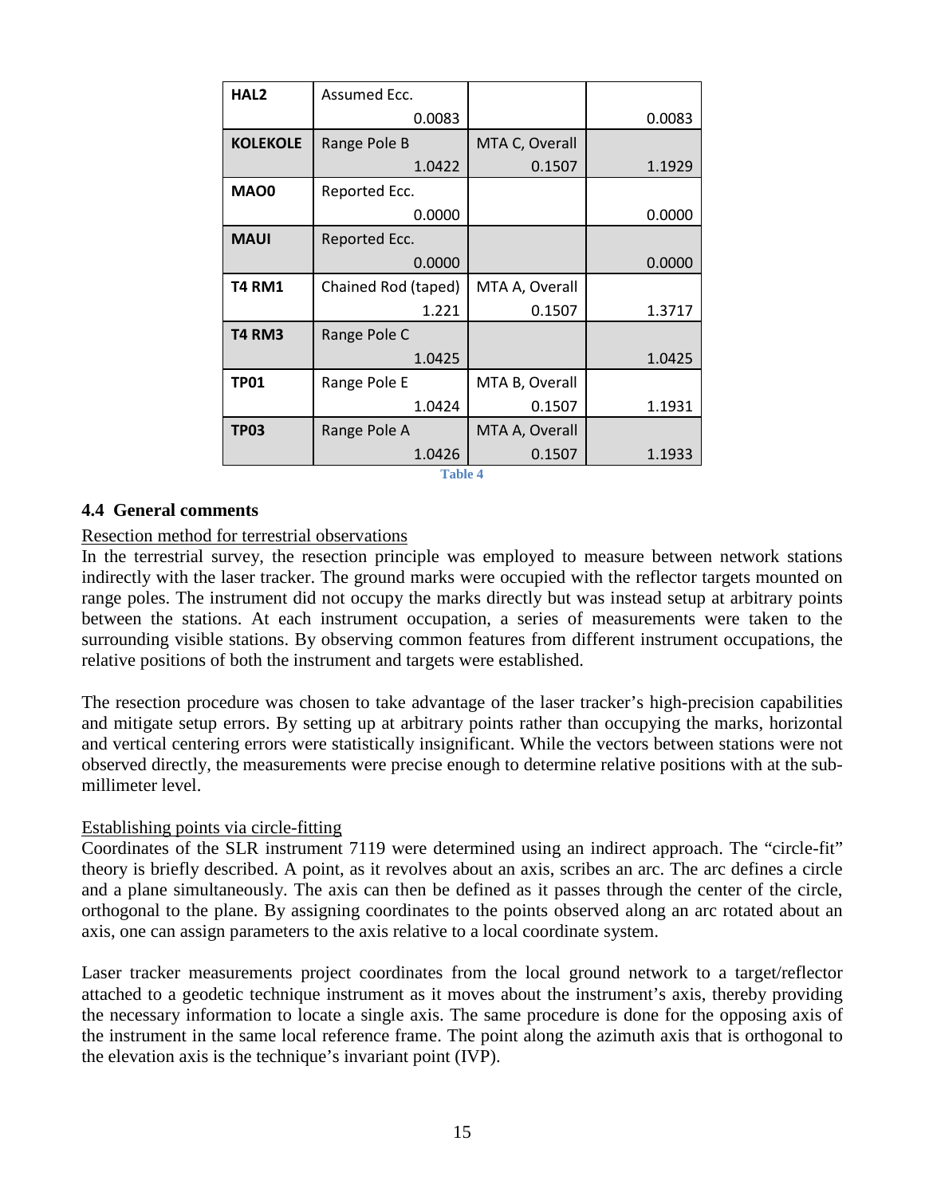| | | | |
|---|---|---|---|
| **HAL2** | Assumed Ecc.<br>0.0083 | | 0.0083 |
| **KOLEKOLE** | Range Pole B<br>1.0422 | MTA C, Overall<br>0.1507 | 1.1929 |
| **MAO0** | Reported Ecc.<br>0.0000 | | 0.0000 |
| **MAUI** | Reported Ecc.<br>0.0000 | | 0.0000 |
| **T4 RM1** | Chained Rod (taped)<br>1.221 | MTA A, Overall<br>0.1507 | 1.3717 |
| **T4 RM3** | Range Pole C<br>1.0425 | | 1.0425 |
| **TP01** | Range Pole E<br>1.0424 | MTA B, Overall<br>0.1507 | 1.1931 |
| **TP03** | Range Pole A<br>1.0426 | MTA A, Overall<br>0.1507 | 1.1933 |

Table 4

### 4.4 General comments

Resection method for terrestrial observations

In the terrestrial survey, the resection principle was employed to measure between network stations indirectly with the laser tracker. The ground marks were occupied with the reflector targets mounted on range poles. The instrument did not occupy the marks directly but was instead setup at arbitrary points between the stations. At each instrument occupation, a series of measurements were taken to the surrounding visible stations. By observing common features from different instrument occupations, the relative positions of both the instrument and targets were established.

The resection procedure was chosen to take advantage of the laser tracker's high-precision capabilities and mitigate setup errors. By setting up at arbitrary points rather than occupying the marks, horizontal and vertical centering errors were statistically insignificant. While the vectors between stations were not observed directly, the measurements were precise enough to determine relative positions with at the sub-millimeter level.

Establishing points via circle-fitting

Coordinates of the SLR instrument 7119 were determined using an indirect approach. The "circle-fit" theory is briefly described. A point, as it revolves about an axis, scribes an arc. The arc defines a circle and a plane simultaneously. The axis can then be defined as it passes through the center of the circle, orthogonal to the plane. By assigning coordinates to the points observed along an arc rotated about an axis, one can assign parameters to the axis relative to a local coordinate system.

Laser tracker measurements project coordinates from the local ground network to a target/reflector attached to a geodetic technique instrument as it moves about the instrument's axis, thereby providing the necessary information to locate a single axis. The same procedure is done for the opposing axis of the instrument in the same local reference frame. The point along the azimuth axis that is orthogonal to the elevation axis is the technique's invariant point (IVP).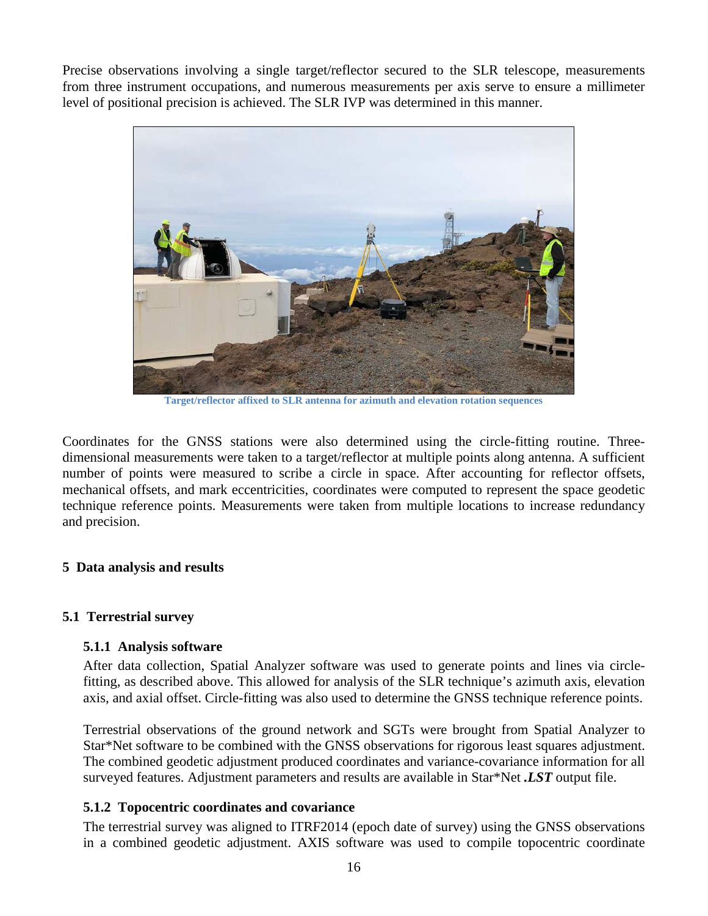Precise observations involving a single target/reflector secured to the SLR telescope, measurements from three instrument occupations, and numerous measurements per axis serve to ensure a millimeter level of positional precision is achieved. The SLR IVP was determined in this manner.

Target/reflector affixed to SLR antenna for azimuth and elevation rotation sequences

Coordinates for the GNSS stations were also determined using the circle-fitting routine. Three-dimensional measurements were taken to a target/reflector at multiple points along antenna. A sufficient number of points were measured to scribe a circle in space. After accounting for reflector offsets, mechanical offsets, and mark eccentricities, coordinates were computed to represent the space geodetic technique reference points. Measurements were taken from multiple locations to increase redundancy and precision.

## 5 Data analysis and results

### 5.1 Terrestrial survey

#### 5.1.1 Analysis software

After data collection, Spatial Analyzer software was used to generate points and lines via circle-fitting, as described above. This allowed for analysis of the SLR technique's azimuth axis, elevation axis, and axial offset. Circle-fitting was also used to determine the GNSS technique reference points.

Terrestrial observations of the ground network and SGTs were brought from Spatial Analyzer to Star*Net software to be combined with the GNSS observations for rigorous least squares adjustment. The combined geodetic adjustment produced coordinates and variance-covariance information for all surveyed features. Adjustment parameters and results are available in Star*Net ***.LST*** output file.

#### 5.1.2 Topocentric coordinates and covariance

The terrestrial survey was aligned to ITRF2014 (epoch date of survey) using the GNSS observations in a combined geodetic adjustment. AXIS software was used to compile topocentric coordinate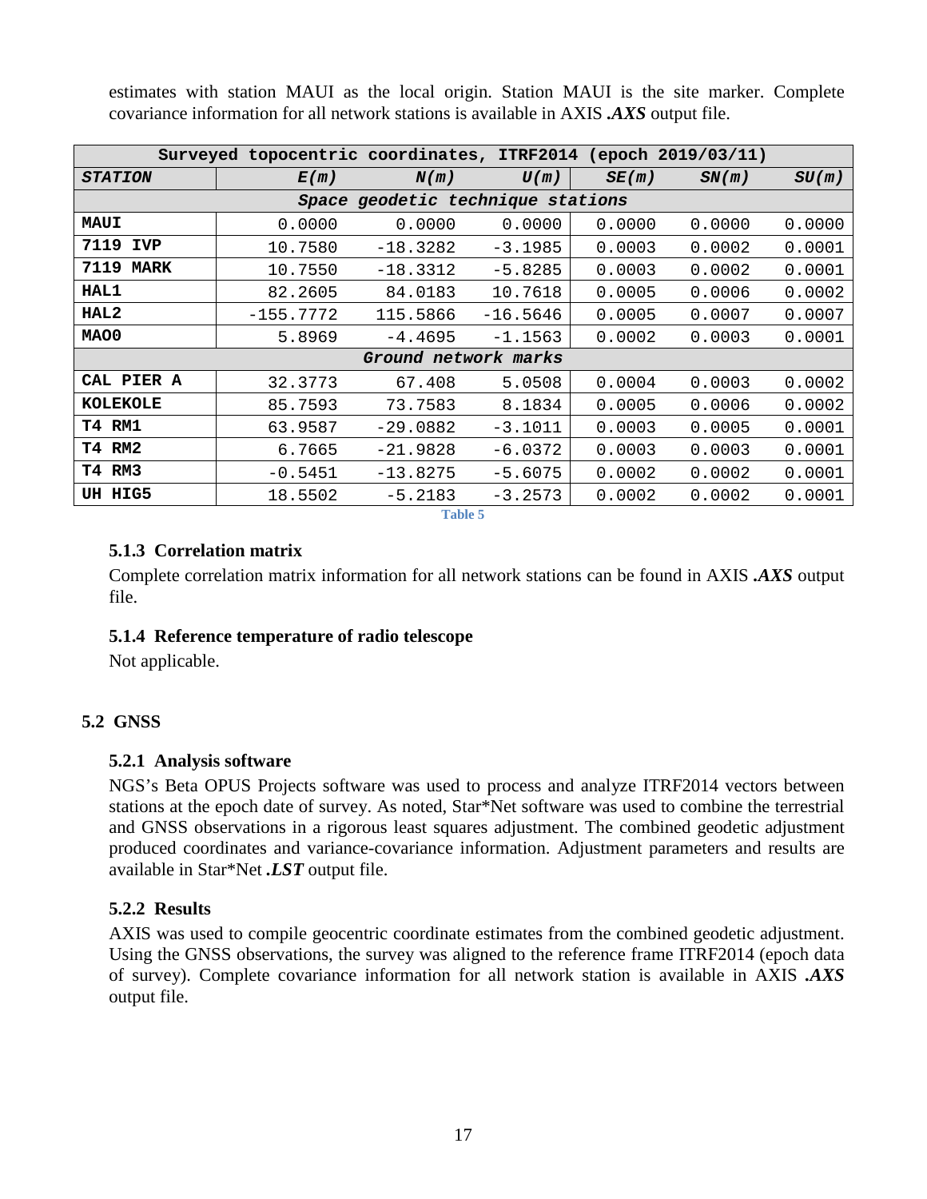estimates with station MAUI as the local origin. Station MAUI is the site marker. Complete covariance information for all network stations is available in AXIS ***.AXS*** output file.

| Surveyed topocentric coordinates, ITRF2014 (epoch 2019/03/11) | | | | | | |
|---|---|---|---|---|---|---|
| ***STATION*** | ***E(m)*** | ***N(m)*** | ***U(m)*** | ***SE(m)*** | ***SN(m)*** | ***SU(m)*** |
| *Space geodetic technique stations* | | | | | | |
| **MAUI** | 0.0000 | 0.0000 | 0.0000 | 0.0000 | 0.0000 | 0.0000 |
| **7119 IVP** | 10.7580 | -18.3282 | -3.1985 | 0.0003 | 0.0002 | 0.0001 |
| **7119 MARK** | 10.7550 | -18.3312 | -5.8285 | 0.0003 | 0.0002 | 0.0001 |
| **HAL1** | 82.2605 | 84.0183 | 10.7618 | 0.0005 | 0.0006 | 0.0002 |
| **HAL2** | -155.7772 | 115.5866 | -16.5646 | 0.0005 | 0.0007 | 0.0007 |
| **MAO0** | 5.8969 | -4.4695 | -1.1563 | 0.0002 | 0.0003 | 0.0001 |
| *Ground network marks* | | | | | | |
| **CAL PIER A** | 32.3773 | 67.408 | 5.0508 | 0.0004 | 0.0003 | 0.0002 |
| **KOLEKOLE** | 85.7593 | 73.7583 | 8.1834 | 0.0005 | 0.0006 | 0.0002 |
| **T4 RM1** | 63.9587 | -29.0882 | -3.1011 | 0.0003 | 0.0005 | 0.0001 |
| **T4 RM2** | 6.7665 | -21.9828 | -6.0372 | 0.0003 | 0.0003 | 0.0001 |
| **T4 RM3** | -0.5451 | -13.8275 | -5.6075 | 0.0002 | 0.0002 | 0.0001 |
| **UH HIG5** | 18.5502 | -5.2183 | -3.2573 | 0.0002 | 0.0002 | 0.0001 |

Table 5

### 5.1.3 Correlation matrix

Complete correlation matrix information for all network stations can be found in AXIS ***.AXS*** output file.

### 5.1.4 Reference temperature of radio telescope

Not applicable.

## 5.2 GNSS

### 5.2.1 Analysis software

NGS's Beta OPUS Projects software was used to process and analyze ITRF2014 vectors between stations at the epoch date of survey. As noted, Star*Net software was used to combine the terrestrial and GNSS observations in a rigorous least squares adjustment. The combined geodetic adjustment produced coordinates and variance-covariance information. Adjustment parameters and results are available in Star*Net ***.LST*** output file.

### 5.2.2 Results

AXIS was used to compile geocentric coordinate estimates from the combined geodetic adjustment. Using the GNSS observations, the survey was aligned to the reference frame ITRF2014 (epoch data of survey). Complete covariance information for all network station is available in AXIS ***.AXS*** output file.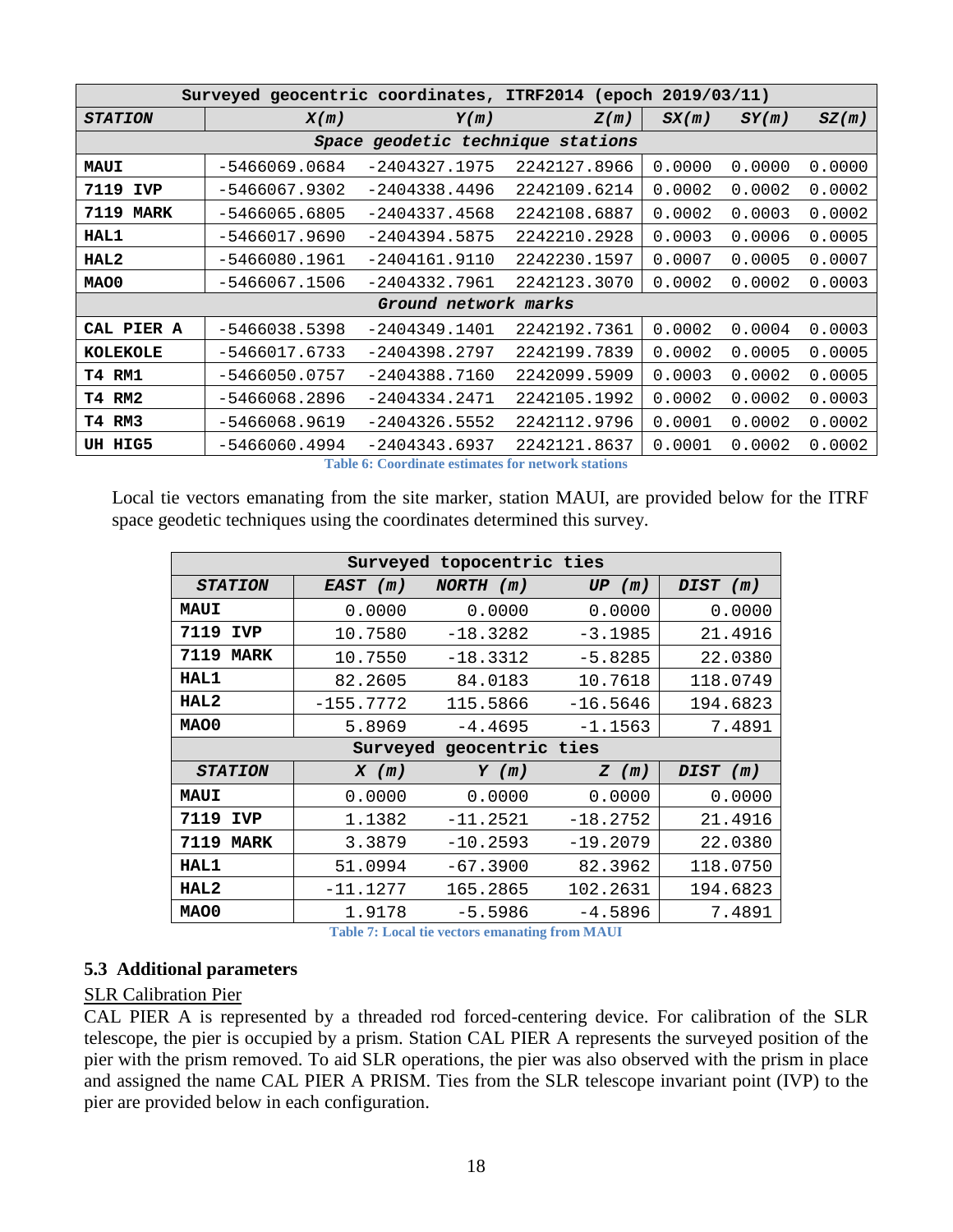| Surveyed geocentric coordinates, ITRF2014 (epoch 2019/03/11) | | | | | | |
|---|---|---|---|---|---|---|
| ***STATION*** | ***X(m)*** | ***Y(m)*** | ***Z(m)*** | ***SX(m)*** | ***SY(m)*** | ***SZ(m)*** |
| *Space geodetic technique stations* | | | | | | |
| **MAUI** | -5466069.0684 | -2404327.1975 | 2242127.8966 | 0.0000 | 0.0000 | 0.0000 |
| **7119 IVP** | -5466067.9302 | -2404338.4496 | 2242109.6214 | 0.0002 | 0.0002 | 0.0002 |
| **7119 MARK** | -5466065.6805 | -2404337.4568 | 2242108.6887 | 0.0002 | 0.0003 | 0.0002 |
| **HAL1** | -5466017.9690 | -2404394.5875 | 2242210.2928 | 0.0003 | 0.0006 | 0.0005 |
| **HAL2** | -5466080.1961 | -2404161.9110 | 2242230.1597 | 0.0007 | 0.0005 | 0.0007 |
| **MAO0** | -5466067.1506 | -2404332.7961 | 2242123.3070 | 0.0002 | 0.0002 | 0.0003 |
| *Ground network marks* | | | | | | |
| **CAL PIER A** | -5466038.5398 | -2404349.1401 | 2242192.7361 | 0.0002 | 0.0004 | 0.0003 |
| **KOLEKOLE** | -5466017.6733 | -2404398.2797 | 2242199.7839 | 0.0002 | 0.0005 | 0.0005 |
| **T4 RM1** | -5466050.0757 | -2404388.7160 | 2242099.5909 | 0.0003 | 0.0002 | 0.0005 |
| **T4 RM2** | -5466068.2896 | -2404334.2471 | 2242105.1992 | 0.0002 | 0.0002 | 0.0003 |
| **T4 RM3** | -5466068.9619 | -2404326.5552 | 2242112.9796 | 0.0001 | 0.0002 | 0.0002 |
| **UH HIG5** | -5466060.4994 | -2404343.6937 | 2242121.8637 | 0.0001 | 0.0002 | 0.0002 |

Table 6: Coordinate estimates for network stations

Local tie vectors emanating from the site marker, station MAUI, are provided below for the ITRF space geodetic techniques using the coordinates determined this survey.

| Surveyed topocentric ties | | | | |
|---|---|---|---|---|
| ***STATION*** | ***EAST (m)*** | ***NORTH (m)*** | ***UP (m)*** | ***DIST (m)*** |
| **MAUI** | 0.0000 | 0.0000 | 0.0000 | 0.0000 |
| **7119 IVP** | 10.7580 | -18.3282 | -3.1985 | 21.4916 |
| **7119 MARK** | 10.7550 | -18.3312 | -5.8285 | 22.0380 |
| **HAL1** | 82.2605 | 84.0183 | 10.7618 | 118.0749 |
| **HAL2** | -155.7772 | 115.5866 | -16.5646 | 194.6823 |
| **MAO0** | 5.8969 | -4.4695 | -1.1563 | 7.4891 |
| **Surveyed geocentric ties** | | | | |
| ***STATION*** | ***X (m)*** | ***Y (m)*** | ***Z (m)*** | ***DIST (m)*** |
| **MAUI** | 0.0000 | 0.0000 | 0.0000 | 0.0000 |
| **7119 IVP** | 1.1382 | -11.2521 | -18.2752 | 21.4916 |
| **7119 MARK** | 3.3879 | -10.2593 | -19.2079 | 22.0380 |
| **HAL1** | 51.0994 | -67.3900 | 82.3962 | 118.0750 |
| **HAL2** | -11.1277 | 165.2865 | 102.2631 | 194.6823 |
| **MAO0** | 1.9178 | -5.5986 | -4.5896 | 7.4891 |

Table 7: Local tie vectors emanating from MAUI

### 5.3 Additional parameters

SLR Calibration Pier

CAL PIER A is represented by a threaded rod forced-centering device. For calibration of the SLR telescope, the pier is occupied by a prism. Station CAL PIER A represents the surveyed position of the pier with the prism removed. To aid SLR operations, the pier was also observed with the prism in place and assigned the name CAL PIER A PRISM. Ties from the SLR telescope invariant point (IVP) to the pier are provided below in each configuration.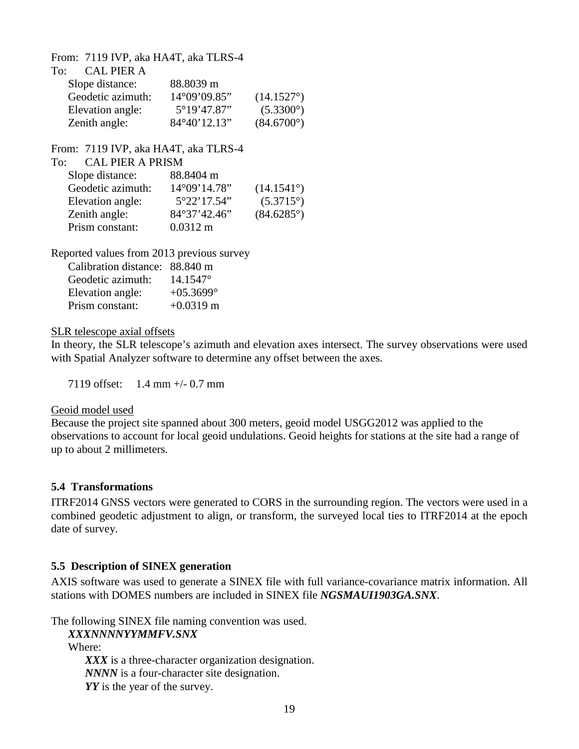From: 7119 IVP, aka HA4T, aka TLRS-4
To: CAL PIER A

| | | |
|---|---|---|
| Slope distance: | 88.8039 m | |
| Geodetic azimuth: | 14°09'09.85" | (14.1527°) |
| Elevation angle: | 5°19'47.87" | (5.3300°) |
| Zenith angle: | 84°40'12.13" | (84.6700°) |

From: 7119 IVP, aka HA4T, aka TLRS-4
To: CAL PIER A PRISM

| | | |
|---|---|---|
| Slope distance: | 88.8404 m | |
| Geodetic azimuth: | 14°09'14.78" | (14.1541°) |
| Elevation angle: | 5°22'17.54" | (5.3715°) |
| Zenith angle: | 84°37'42.46" | (84.6285°) |
| Prism constant: | 0.0312 m | |

Reported values from 2013 previous survey

| | |
|---|---|
| Calibration distance: | 88.840 m |
| Geodetic azimuth: | 14.1547° |
| Elevation angle: | +05.3699° |
| Prism constant: | +0.0319 m |

SLR telescope axial offsets

In theory, the SLR telescope's azimuth and elevation axes intersect. The survey observations were used with Spatial Analyzer software to determine any offset between the axes.

7119 offset: 1.4 mm +/- 0.7 mm

Geoid model used

Because the project site spanned about 300 meters, geoid model USGG2012 was applied to the observations to account for local geoid undulations. Geoid heights for stations at the site had a range of up to about 2 millimeters.

### 5.4 Transformations

ITRF2014 GNSS vectors were generated to CORS in the surrounding region. The vectors were used in a combined geodetic adjustment to align, or transform, the surveyed local ties to ITRF2014 at the epoch date of survey.

### 5.5 Description of SINEX generation

AXIS software was used to generate a SINEX file with full variance-covariance matrix information. All stations with DOMES numbers are included in SINEX file ***NGSMAUI1903GA.SNX***.

The following SINEX file naming convention was used.

***XXXNNNNYYMMFV.SNX***

Where:

- ***XXX*** is a three-character organization designation.
- ***NNNN*** is a four-character site designation.
- ***YY*** is the year of the survey.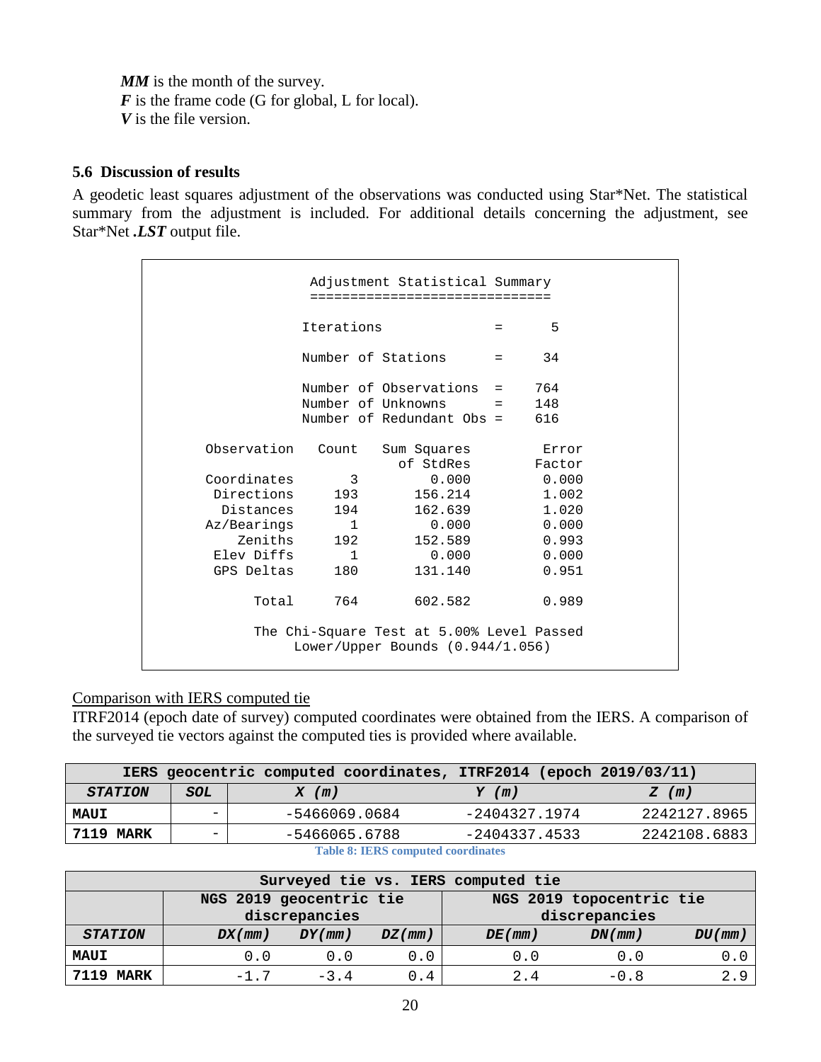***MM*** is the month of the survey.
***F*** is the frame code (G for global, L for local).
***V*** is the file version.

### 5.6 Discussion of results

A geodetic least squares adjustment of the observations was conducted using Star*Net. The statistical summary from the adjustment is included. For additional details concerning the adjustment, see Star*Net ***.LST*** output file.

```
                Adjustment Statistical Summary
                ==============================

               Iterations              =      5

               Number of Stations      =     34

               Number of Observations  =    764
               Number of Unknowns      =    148
               Number of Redundant Obs =    616

  Observation   Count    Sum Squares         Error
                           of StdRes         Factor
  Coordinates      3         0.000           0.000
   Directions    193       156.214           1.002
    Distances    194       162.639           1.020
  Az/Bearings      1         0.000           0.000
      Zeniths    192       152.589           0.993
   Elev Diffs      1         0.000           0.000
   GPS Deltas    180       131.140           0.951

        Total    764       602.582           0.989

         The Chi-Square Test at 5.00% Level Passed
              Lower/Upper Bounds (0.944/1.056)
```

Comparison with IERS computed tie

ITRF2014 (epoch date of survey) computed coordinates were obtained from the IERS. A comparison of the surveyed tie vectors against the computed ties is provided where available.

| IERS geocentric computed coordinates, ITRF2014 (epoch 2019/03/11) | | | | |
|---|---|---|---|---|
| ***STATION*** | ***SOL*** | ***X (m)*** | ***Y (m)*** | ***Z (m)*** |
| **MAUI** | - | -5466069.0684 | -2404327.1974 | 2242127.8965 |
| **7119 MARK** | - | -5466065.6788 | -2404337.4533 | 2242108.6883 |

Table 8: IERS computed coordinates

| Surveyed tie vs. IERS computed tie | | | | | | |
|---|---|---|---|---|---|---|
| | NGS 2019 geocentric tie discrepancies | | | NGS 2019 topocentric tie discrepancies | | |
| ***STATION*** | ***DX(mm)*** | ***DY(mm)*** | ***DZ(mm)*** | ***DE(mm)*** | ***DN(mm)*** | ***DU(mm)*** |
| **MAUI** | 0.0 | 0.0 | 0.0 | 0.0 | 0.0 | 0.0 |
| **7119 MARK** | -1.7 | -3.4 | 0.4 | 2.4 | -0.8 | 2.9 |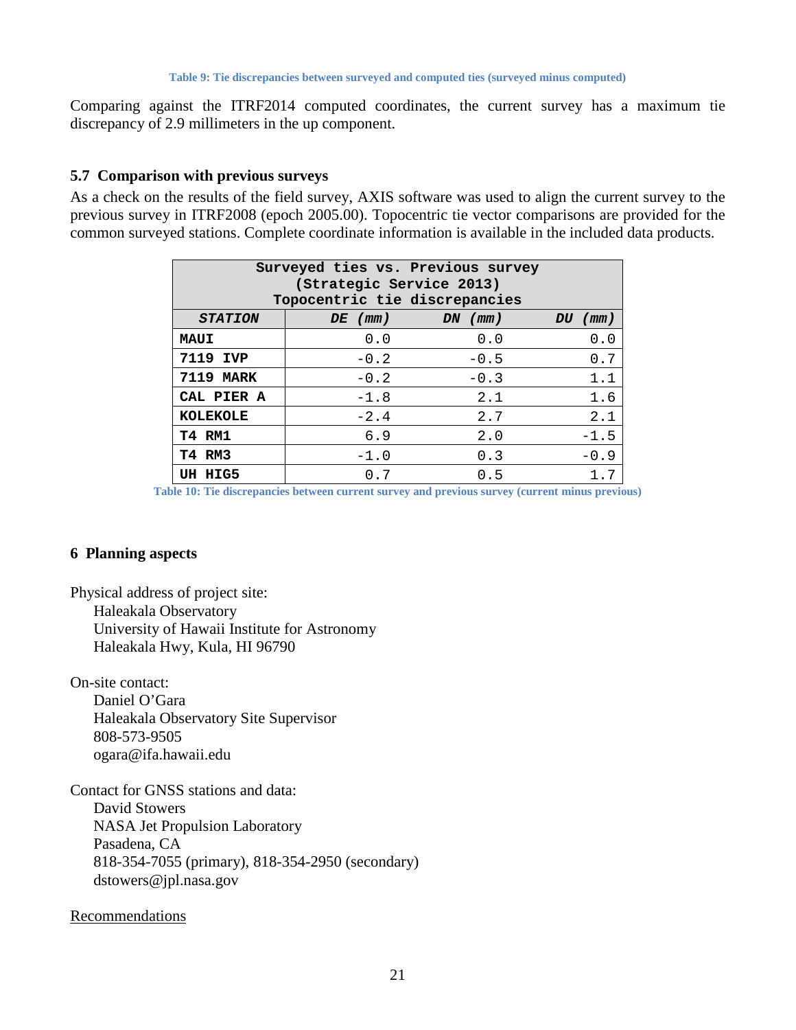Table 9: Tie discrepancies between surveyed and computed ties (surveyed minus computed)

Comparing against the ITRF2014 computed coordinates, the current survey has a maximum tie discrepancy of 2.9 millimeters in the up component.

### 5.7 Comparison with previous surveys

As a check on the results of the field survey, AXIS software was used to align the current survey to the previous survey in ITRF2008 (epoch 2005.00). Topocentric tie vector comparisons are provided for the common surveyed stations. Complete coordinate information is available in the included data products.

| Surveyed ties vs. Previous survey (Strategic Service 2013) Topocentric tie discrepancies | | | |
|---|---|---|---|
| ***STATION*** | ***DE (mm)*** | ***DN (mm)*** | ***DU (mm)*** |
| **MAUI** | 0.0 | 0.0 | 0.0 |
| **7119 IVP** | -0.2 | -0.5 | 0.7 |
| **7119 MARK** | -0.2 | -0.3 | 1.1 |
| **CAL PIER A** | -1.8 | 2.1 | 1.6 |
| **KOLEKOLE** | -2.4 | 2.7 | 2.1 |
| **T4 RM1** | 6.9 | 2.0 | -1.5 |
| **T4 RM3** | -1.0 | 0.3 | -0.9 |
| **UH HIG5** | 0.7 | 0.5 | 1.7 |

Table 10: Tie discrepancies between current survey and previous survey (current minus previous)

## 6 Planning aspects

Physical address of project site:
Haleakala Observatory
University of Hawaii Institute for Astronomy
Haleakala Hwy, Kula, HI 96790

On-site contact:
Daniel O'Gara
Haleakala Observatory Site Supervisor
808-573-9505
ogara@ifa.hawaii.edu

Contact for GNSS stations and data:
David Stowers
NASA Jet Propulsion Laboratory
Pasadena, CA
818-354-7055 (primary), 818-354-2950 (secondary)
dstowers@jpl.nasa.gov

Recommendations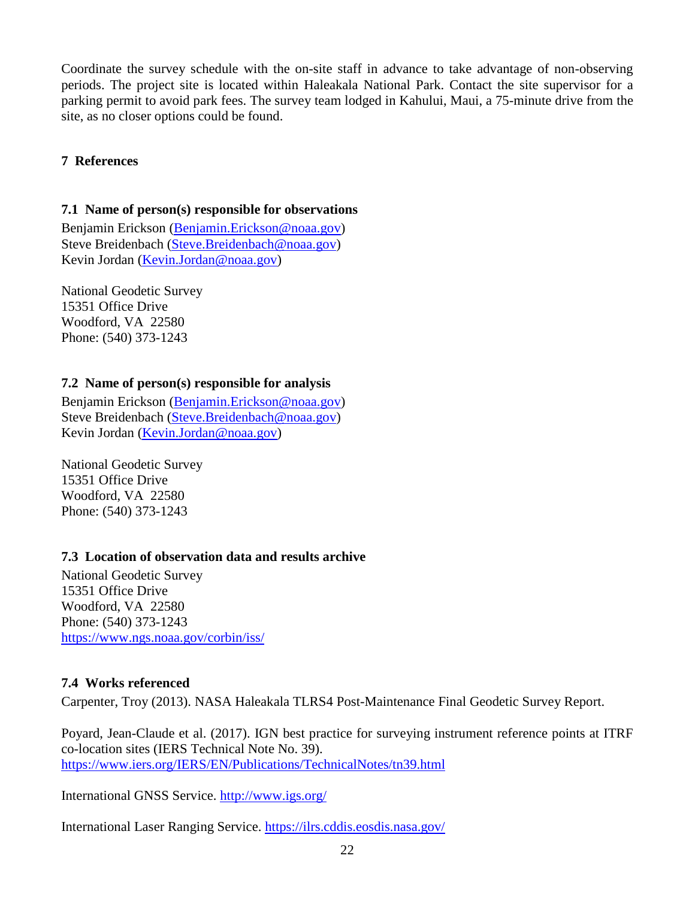Coordinate the survey schedule with the on-site staff in advance to take advantage of non-observing periods. The project site is located within Haleakala National Park. Contact the site supervisor for a parking permit to avoid park fees. The survey team lodged in Kahului, Maui, a 75-minute drive from the site, as no closer options could be found.

## 7 References

### 7.1 Name of person(s) responsible for observations

Benjamin Erickson (Benjamin.Erickson@noaa.gov)
Steve Breidenbach (Steve.Breidenbach@noaa.gov)
Kevin Jordan (Kevin.Jordan@noaa.gov)

National Geodetic Survey
15351 Office Drive
Woodford, VA 22580
Phone: (540) 373-1243

### 7.2 Name of person(s) responsible for analysis

Benjamin Erickson (Benjamin.Erickson@noaa.gov)
Steve Breidenbach (Steve.Breidenbach@noaa.gov)
Kevin Jordan (Kevin.Jordan@noaa.gov)

National Geodetic Survey
15351 Office Drive
Woodford, VA 22580
Phone: (540) 373-1243

### 7.3 Location of observation data and results archive

National Geodetic Survey
15351 Office Drive
Woodford, VA 22580
Phone: (540) 373-1243
https://www.ngs.noaa.gov/corbin/iss/

### 7.4 Works referenced

Carpenter, Troy (2013). NASA Haleakala TLRS4 Post-Maintenance Final Geodetic Survey Report.

Poyard, Jean-Claude et al. (2017). IGN best practice for surveying instrument reference points at ITRF co-location sites (IERS Technical Note No. 39).
https://www.iers.org/IERS/EN/Publications/TechnicalNotes/tn39.html

International GNSS Service. http://www.igs.org/

International Laser Ranging Service. https://ilrs.cddis.eosdis.nasa.gov/